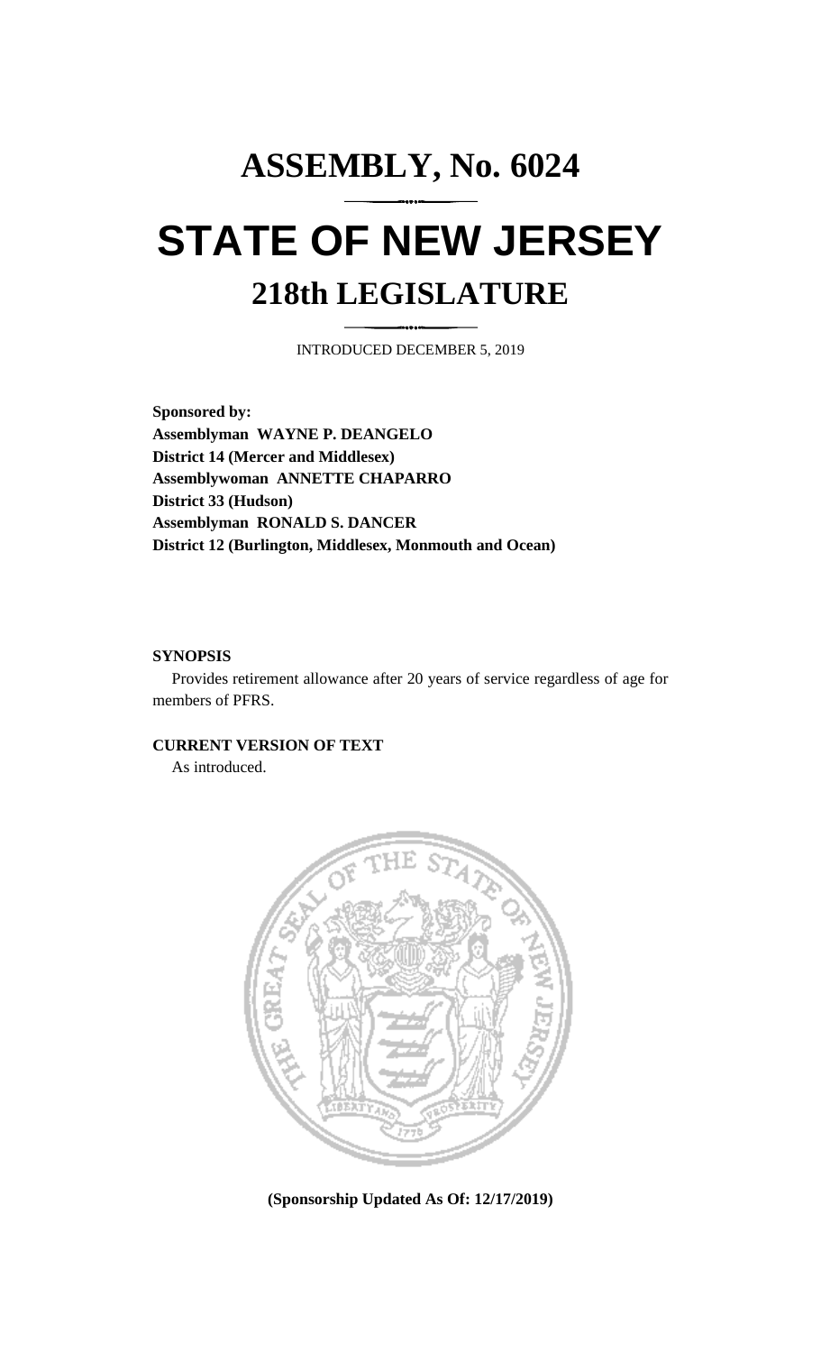# ASSEMBLY, No. 6024

# STATE OF NEW JERSEY

## 218th LEGISLATURE

INTRODUCED DECEMBER 5, 2019

**Sponsored by:**
**Assemblyman WAYNE P. DEANGELO**
**District 14 (Mercer and Middlesex)**
**Assemblywoman ANNETTE CHAPARRO**
**District 33 (Hudson)**
**Assemblyman RONALD S. DANCER**
**District 12 (Burlington, Middlesex, Monmouth and Ocean)**

**SYNOPSIS**

Provides retirement allowance after 20 years of service regardless of age for members of PFRS.

**CURRENT VERSION OF TEXT**

As introduced.

**(Sponsorship Updated As Of: 12/17/2019)**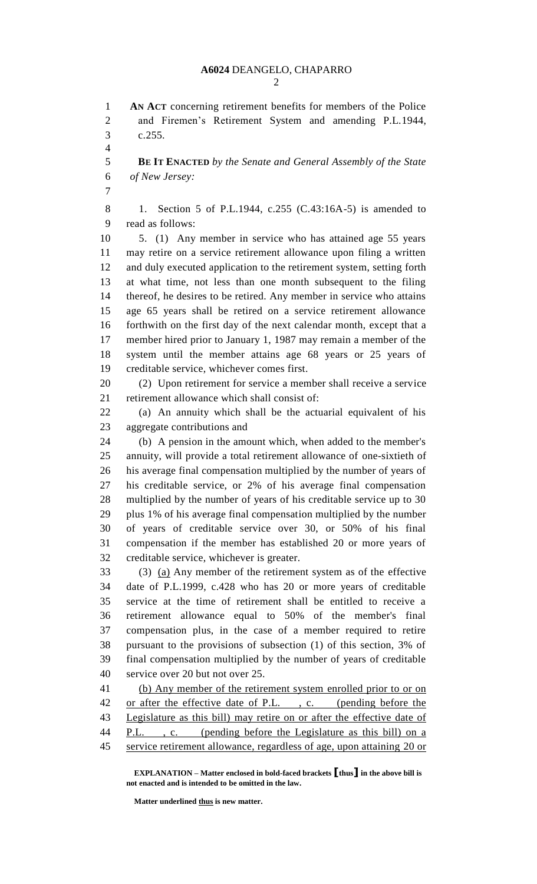**AN ACT** concerning retirement benefits for members of the Police and Firemen's Retirement System and amending P.L.1944, c.255.

**BE IT ENACTED** *by the Senate and General Assembly of the State of New Jersey:*

1. Section 5 of P.L.1944, c.255 (C.43:16A-5) is amended to read as follows:

5. (1) Any member in service who has attained age 55 years may retire on a service retirement allowance upon filing a written and duly executed application to the retirement system, setting forth at what time, not less than one month subsequent to the filing thereof, he desires to be retired. Any member in service who attains age 65 years shall be retired on a service retirement allowance forthwith on the first day of the next calendar month, except that a member hired prior to January 1, 1987 may remain a member of the system until the member attains age 68 years or 25 years of creditable service, whichever comes first.

(2) Upon retirement for service a member shall receive a service retirement allowance which shall consist of:

(a) An annuity which shall be the actuarial equivalent of his aggregate contributions and

(b) A pension in the amount which, when added to the member's annuity, will provide a total retirement allowance of one-sixtieth of his average final compensation multiplied by the number of years of his creditable service, or 2% of his average final compensation multiplied by the number of years of his creditable service up to 30 plus 1% of his average final compensation multiplied by the number of years of creditable service over 30, or 50% of his final compensation if the member has established 20 or more years of creditable service, whichever is greater.

(3) <u>(a)</u> Any member of the retirement system as of the effective date of P.L.1999, c.428 who has 20 or more years of creditable service at the time of retirement shall be entitled to receive a retirement allowance equal to 50% of the member's final compensation plus, in the case of a member required to retire pursuant to the provisions of subsection (1) of this section, 3% of final compensation multiplied by the number of years of creditable service over 20 but not over 25.

<u>(b) Any member of the retirement system enrolled prior to or on or after the effective date of P.L. , c. (pending before the Legislature as this bill) may retire on or after the effective date of P.L. , c. (pending before the Legislature as this bill) on a service retirement allowance, regardless of age, upon attaining 20 or</u>

**EXPLANATION – Matter enclosed in bold-faced brackets [thus] in the above bill is not enacted and is intended to be omitted in the law.**

**Matter underlined <u>thus</u> is new matter.**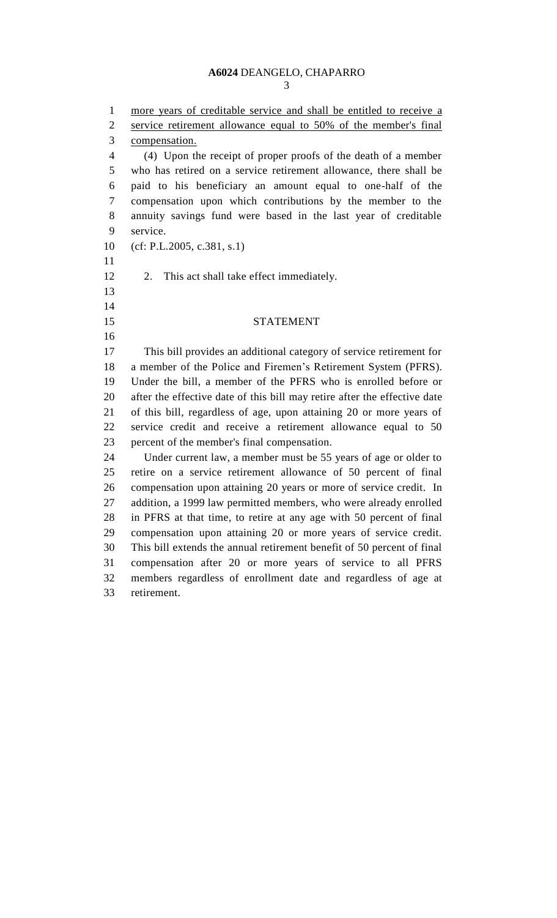more years of creditable service and shall be entitled to receive a service retirement allowance equal to 50% of the member's final compensation.

(4) Upon the receipt of proper proofs of the death of a member who has retired on a service retirement allowance, there shall be paid to his beneficiary an amount equal to one-half of the compensation upon which contributions by the member to the annuity savings fund were based in the last year of creditable service.

(cf: P.L.2005, c.381, s.1)

2. This act shall take effect immediately.

## STATEMENT

This bill provides an additional category of service retirement for a member of the Police and Firemen's Retirement System (PFRS). Under the bill, a member of the PFRS who is enrolled before or after the effective date of this bill may retire after the effective date of this bill, regardless of age, upon attaining 20 or more years of service credit and receive a retirement allowance equal to 50 percent of the member's final compensation.

Under current law, a member must be 55 years of age or older to retire on a service retirement allowance of 50 percent of final compensation upon attaining 20 years or more of service credit. In addition, a 1999 law permitted members, who were already enrolled in PFRS at that time, to retire at any age with 50 percent of final compensation upon attaining 20 or more years of service credit. This bill extends the annual retirement benefit of 50 percent of final compensation after 20 or more years of service to all PFRS members regardless of enrollment date and regardless of age at retirement.